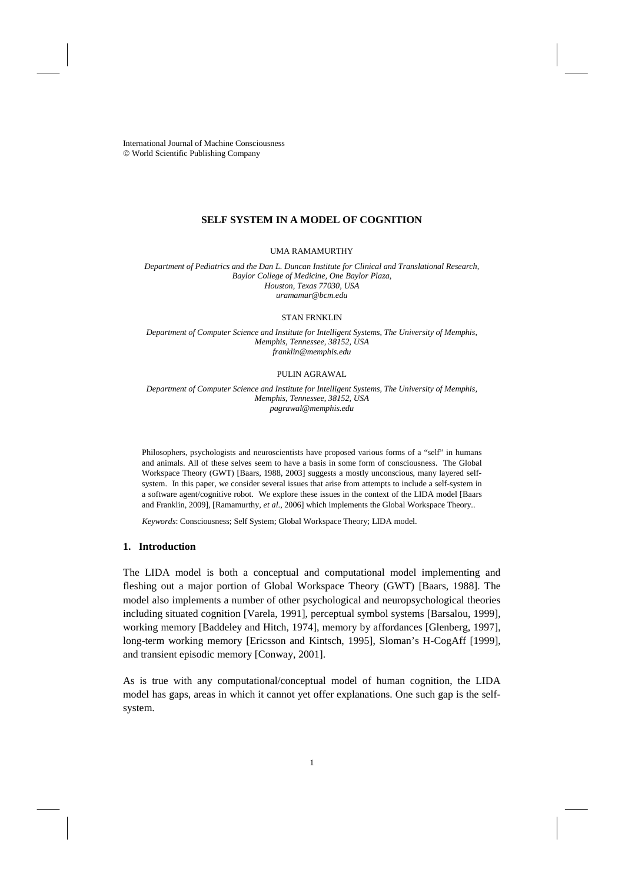# SELF SYSTEM IN A MODEL OF COGNITION

UMA RAMAMURTHY

*Department of Pediatrics and the Dan L. Duncan Institute for Clinical and Translational Research, Baylor College of Medicine, One Baylor Plaza, Houston, Texas 77030, USA*
*uramamur@bcm.edu*

STAN FRNKLIN

*Department of Computer Science and Institute for Intelligent Systems, The University of Memphis, Memphis, Tennessee, 38152, USA*
*franklin@memphis.edu*

PULIN AGRAWAL

*Department of Computer Science and Institute for Intelligent Systems, The University of Memphis, Memphis, Tennessee, 38152, USA*
*pagrawal@memphis.edu*

Philosophers, psychologists and neuroscientists have proposed various forms of a "self" in humans and animals. All of these selves seem to have a basis in some form of consciousness. The Global Workspace Theory (GWT) [Baars, 1988, 2003] suggests a mostly unconscious, many layered self-system. In this paper, we consider several issues that arise from attempts to include a self-system in a software agent/cognitive robot. We explore these issues in the context of the LIDA model [Baars and Franklin, 2009], [Ramamurthy, *et al.*, 2006] which implements the Global Workspace Theory..

*Keywords*: Consciousness; Self System; Global Workspace Theory; LIDA model.

## 1. Introduction

The LIDA model is both a conceptual and computational model implementing and fleshing out a major portion of Global Workspace Theory (GWT) [Baars, 1988]. The model also implements a number of other psychological and neuropsychological theories including situated cognition [Varela, 1991], perceptual symbol systems [Barsalou, 1999], working memory [Baddeley and Hitch, 1974], memory by affordances [Glenberg, 1997], long-term working memory [Ericsson and Kintsch, 1995], Sloman's H-CogAff [1999], and transient episodic memory [Conway, 2001].

As is true with any computational/conceptual model of human cognition, the LIDA model has gaps, areas in which it cannot yet offer explanations. One such gap is the self-system.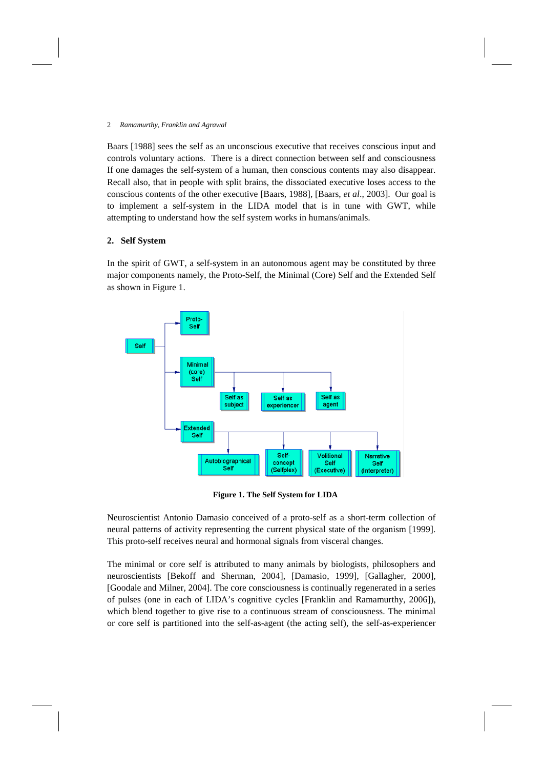Baars [1988] sees the self as an unconscious executive that receives conscious input and controls voluntary actions. There is a direct connection between self and consciousness If one damages the self-system of a human, then conscious contents may also disappear. Recall also, that in people with split brains, the dissociated executive loses access to the conscious contents of the other executive [Baars, 1988], [Baars, *et al*., 2003]. Our goal is to implement a self-system in the LIDA model that is in tune with GWT, while attempting to understand how the self system works in humans/animals.

## 2. Self System

In the spirit of GWT, a self-system in an autonomous agent may be constituted by three major components namely, the Proto-Self, the Minimal (Core) Self and the Extended Self as shown in Figure 1.

**Figure 1. The Self System for LIDA**

Neuroscientist Antonio Damasio conceived of a proto-self as a short-term collection of neural patterns of activity representing the current physical state of the organism [1999]. This proto-self receives neural and hormonal signals from visceral changes.

The minimal or core self is attributed to many animals by biologists, philosophers and neuroscientists [Bekoff and Sherman, 2004], [Damasio, 1999], [Gallagher, 2000], [Goodale and Milner, 2004]. The core consciousness is continually regenerated in a series of pulses (one in each of LIDA's cognitive cycles [Franklin and Ramamurthy, 2006]), which blend together to give rise to a continuous stream of consciousness. The minimal or core self is partitioned into the self-as-agent (the acting self), the self-as-experiencer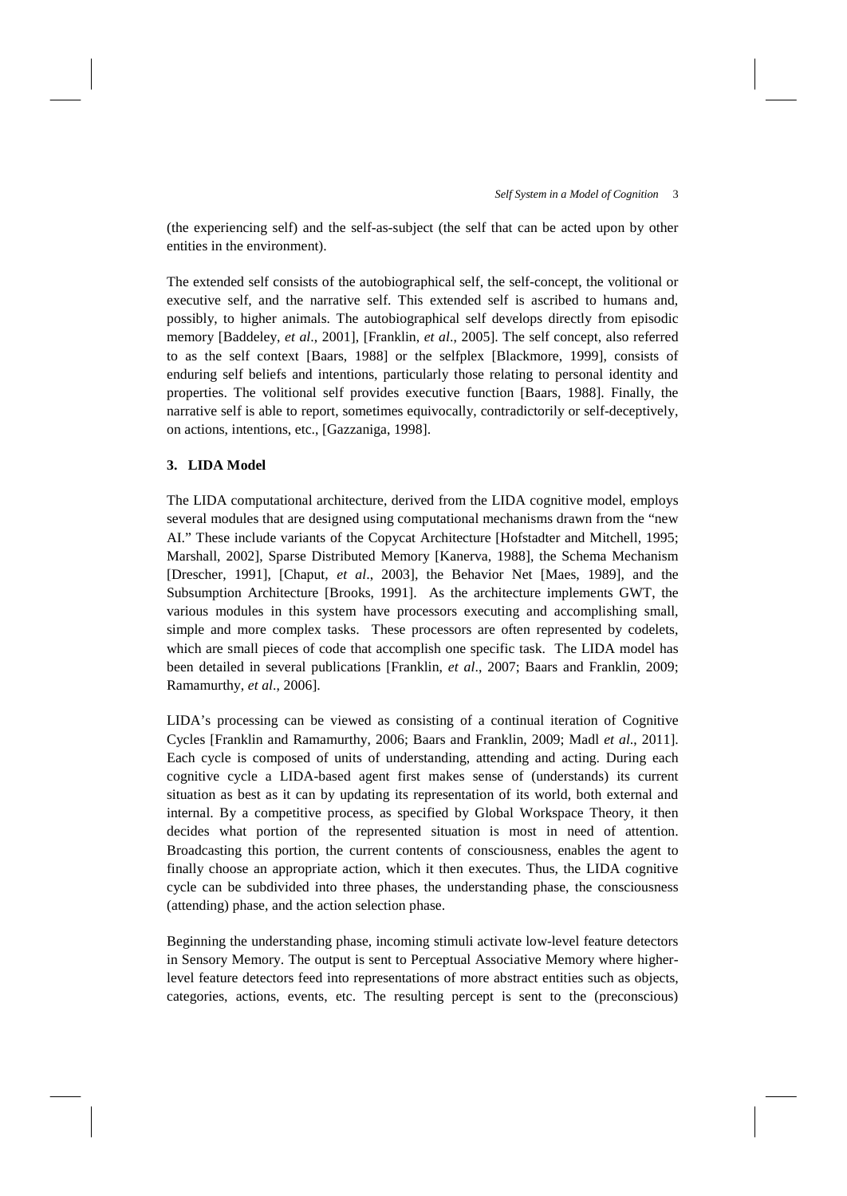(the experiencing self) and the self-as-subject (the self that can be acted upon by other entities in the environment).

The extended self consists of the autobiographical self, the self-concept, the volitional or executive self, and the narrative self. This extended self is ascribed to humans and, possibly, to higher animals. The autobiographical self develops directly from episodic memory [Baddeley, *et al*., 2001], [Franklin, *et al*., 2005]. The self concept, also referred to as the self context [Baars, 1988] or the selfplex [Blackmore, 1999], consists of enduring self beliefs and intentions, particularly those relating to personal identity and properties. The volitional self provides executive function [Baars, 1988]. Finally, the narrative self is able to report, sometimes equivocally, contradictorily or self-deceptively, on actions, intentions, etc., [Gazzaniga, 1998].

## 3. LIDA Model

The LIDA computational architecture, derived from the LIDA cognitive model, employs several modules that are designed using computational mechanisms drawn from the "new AI." These include variants of the Copycat Architecture [Hofstadter and Mitchell, 1995; Marshall, 2002], Sparse Distributed Memory [Kanerva, 1988], the Schema Mechanism [Drescher, 1991], [Chaput, *et al*., 2003], the Behavior Net [Maes, 1989], and the Subsumption Architecture [Brooks, 1991]. As the architecture implements GWT, the various modules in this system have processors executing and accomplishing small, simple and more complex tasks. These processors are often represented by codelets, which are small pieces of code that accomplish one specific task. The LIDA model has been detailed in several publications [Franklin, *et al*., 2007; Baars and Franklin, 2009; Ramamurthy, *et al*., 2006].

LIDA's processing can be viewed as consisting of a continual iteration of Cognitive Cycles [Franklin and Ramamurthy, 2006; Baars and Franklin, 2009; Madl *et al*., 2011]. Each cycle is composed of units of understanding, attending and acting. During each cognitive cycle a LIDA-based agent first makes sense of (understands) its current situation as best as it can by updating its representation of its world, both external and internal. By a competitive process, as specified by Global Workspace Theory, it then decides what portion of the represented situation is most in need of attention. Broadcasting this portion, the current contents of consciousness, enables the agent to finally choose an appropriate action, which it then executes. Thus, the LIDA cognitive cycle can be subdivided into three phases, the understanding phase, the consciousness (attending) phase, and the action selection phase.

Beginning the understanding phase, incoming stimuli activate low-level feature detectors in Sensory Memory. The output is sent to Perceptual Associative Memory where higher-level feature detectors feed into representations of more abstract entities such as objects, categories, actions, events, etc. The resulting percept is sent to the (preconscious)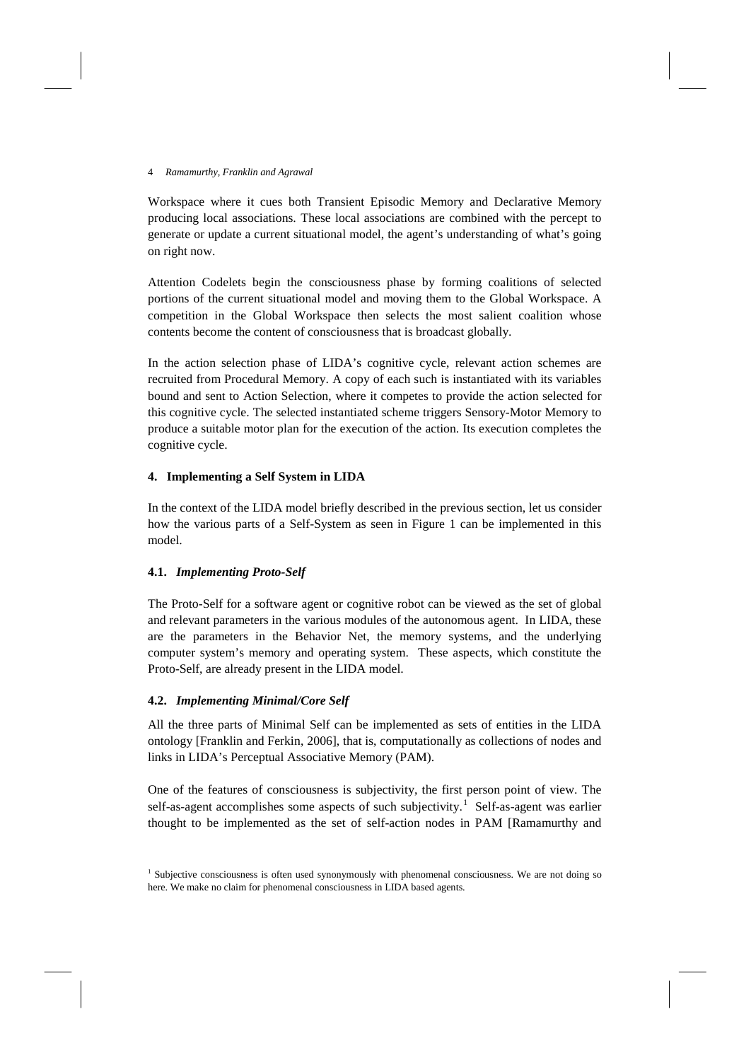Workspace where it cues both Transient Episodic Memory and Declarative Memory producing local associations. These local associations are combined with the percept to generate or update a current situational model, the agent's understanding of what's going on right now.

Attention Codelets begin the consciousness phase by forming coalitions of selected portions of the current situational model and moving them to the Global Workspace. A competition in the Global Workspace then selects the most salient coalition whose contents become the content of consciousness that is broadcast globally.

In the action selection phase of LIDA's cognitive cycle, relevant action schemes are recruited from Procedural Memory. A copy of each such is instantiated with its variables bound and sent to Action Selection, where it competes to provide the action selected for this cognitive cycle. The selected instantiated scheme triggers Sensory-Motor Memory to produce a suitable motor plan for the execution of the action. Its execution completes the cognitive cycle.

## 4. Implementing a Self System in LIDA

In the context of the LIDA model briefly described in the previous section, let us consider how the various parts of a Self-System as seen in Figure 1 can be implemented in this model.

### 4.1. *Implementing Proto-Self*

The Proto-Self for a software agent or cognitive robot can be viewed as the set of global and relevant parameters in the various modules of the autonomous agent. In LIDA, these are the parameters in the Behavior Net, the memory systems, and the underlying computer system's memory and operating system. These aspects, which constitute the Proto-Self, are already present in the LIDA model.

### 4.2. *Implementing Minimal/Core Self*

All the three parts of Minimal Self can be implemented as sets of entities in the LIDA ontology [Franklin and Ferkin, 2006], that is, computationally as collections of nodes and links in LIDA's Perceptual Associative Memory (PAM).

One of the features of consciousness is subjectivity, the first person point of view. The self-as-agent accomplishes some aspects of such subjectivity.[1] Self-as-agent was earlier thought to be implemented as the set of self-action nodes in PAM [Ramamurthy and

[1] Subjective consciousness is often used synonymously with phenomenal consciousness. We are not doing so here. We make no claim for phenomenal consciousness in LIDA based agents.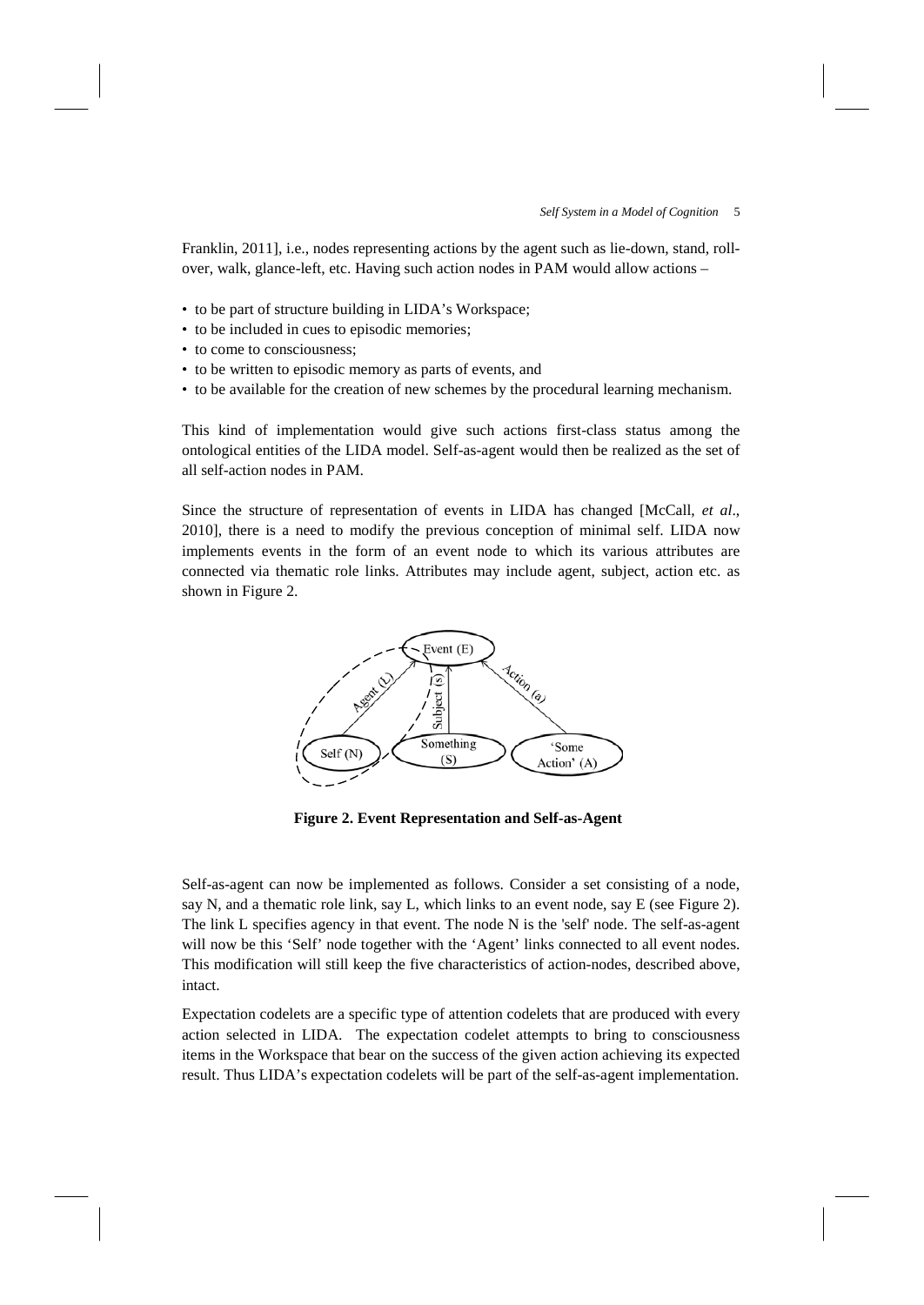Franklin, 2011], i.e., nodes representing actions by the agent such as lie-down, stand, roll-over, walk, glance-left, etc. Having such action nodes in PAM would allow actions –

- to be part of structure building in LIDA's Workspace;
- to be included in cues to episodic memories;
- to come to consciousness;
- to be written to episodic memory as parts of events, and
- to be available for the creation of new schemes by the procedural learning mechanism.

This kind of implementation would give such actions first-class status among the ontological entities of the LIDA model. Self-as-agent would then be realized as the set of all self-action nodes in PAM.

Since the structure of representation of events in LIDA has changed [McCall, *et al*., 2010], there is a need to modify the previous conception of minimal self. LIDA now implements events in the form of an event node to which its various attributes are connected via thematic role links. Attributes may include agent, subject, action etc. as shown in Figure 2.

**Figure 2. Event Representation and Self-as-Agent**

Self-as-agent can now be implemented as follows. Consider a set consisting of a node, say N, and a thematic role link, say L, which links to an event node, say E (see Figure 2). The link L specifies agency in that event. The node N is the 'self' node. The self-as-agent will now be this 'Self' node together with the 'Agent' links connected to all event nodes. This modification will still keep the five characteristics of action-nodes, described above, intact.

Expectation codelets are a specific type of attention codelets that are produced with every action selected in LIDA. The expectation codelet attempts to bring to consciousness items in the Workspace that bear on the success of the given action achieving its expected result. Thus LIDA's expectation codelets will be part of the self-as-agent implementation.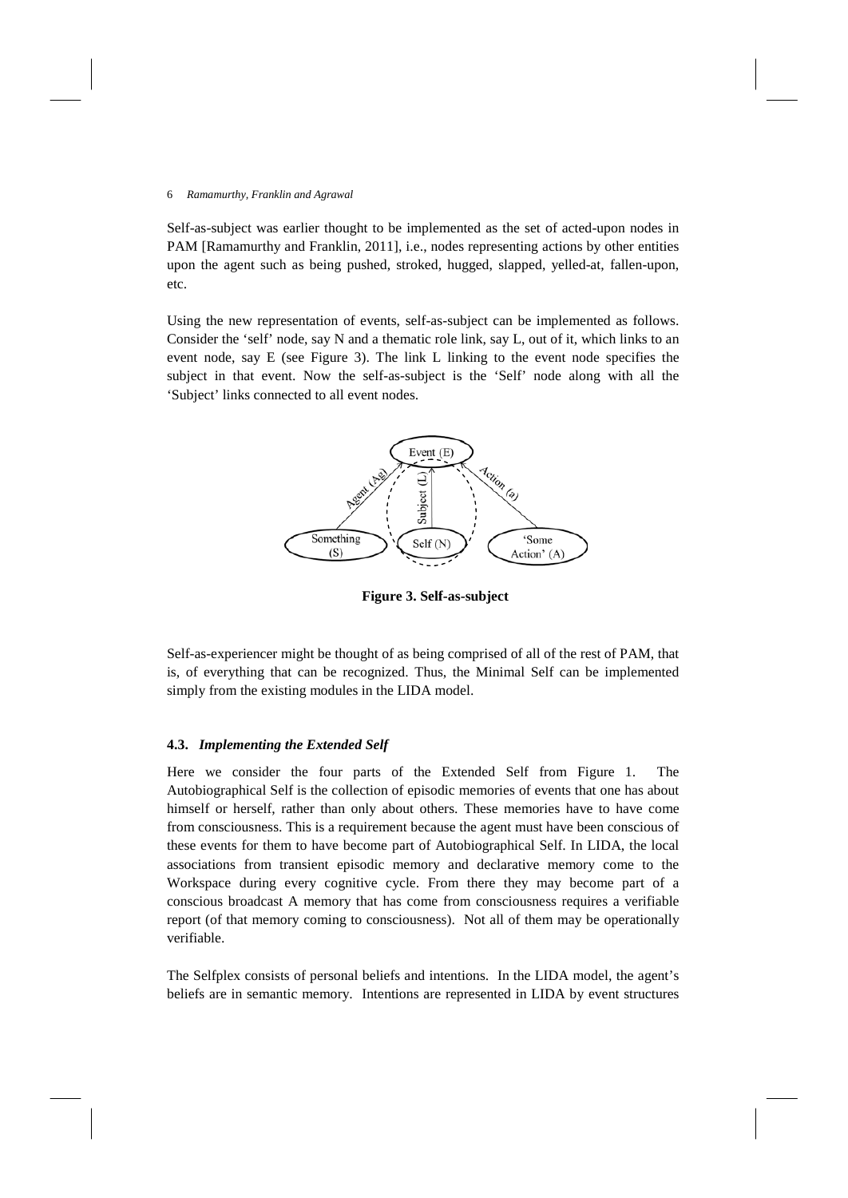Self-as-subject was earlier thought to be implemented as the set of acted-upon nodes in PAM [Ramamurthy and Franklin, 2011], i.e., nodes representing actions by other entities upon the agent such as being pushed, stroked, hugged, slapped, yelled-at, fallen-upon, etc.

Using the new representation of events, self-as-subject can be implemented as follows. Consider the 'self' node, say N and a thematic role link, say L, out of it, which links to an event node, say E (see Figure 3). The link L linking to the event node specifies the subject in that event. Now the self-as-subject is the 'Self' node along with all the 'Subject' links connected to all event nodes.

**Figure 3. Self-as-subject**

Self-as-experiencer might be thought of as being comprised of all of the rest of PAM, that is, of everything that can be recognized. Thus, the Minimal Self can be implemented simply from the existing modules in the LIDA model.

### 4.3. *Implementing the Extended Self*

Here we consider the four parts of the Extended Self from Figure 1. The Autobiographical Self is the collection of episodic memories of events that one has about himself or herself, rather than only about others. These memories have to have come from consciousness. This is a requirement because the agent must have been conscious of these events for them to have become part of Autobiographical Self. In LIDA, the local associations from transient episodic memory and declarative memory come to the Workspace during every cognitive cycle. From there they may become part of a conscious broadcast A memory that has come from consciousness requires a verifiable report (of that memory coming to consciousness). Not all of them may be operationally verifiable.

The Selfplex consists of personal beliefs and intentions. In the LIDA model, the agent's beliefs are in semantic memory. Intentions are represented in LIDA by event structures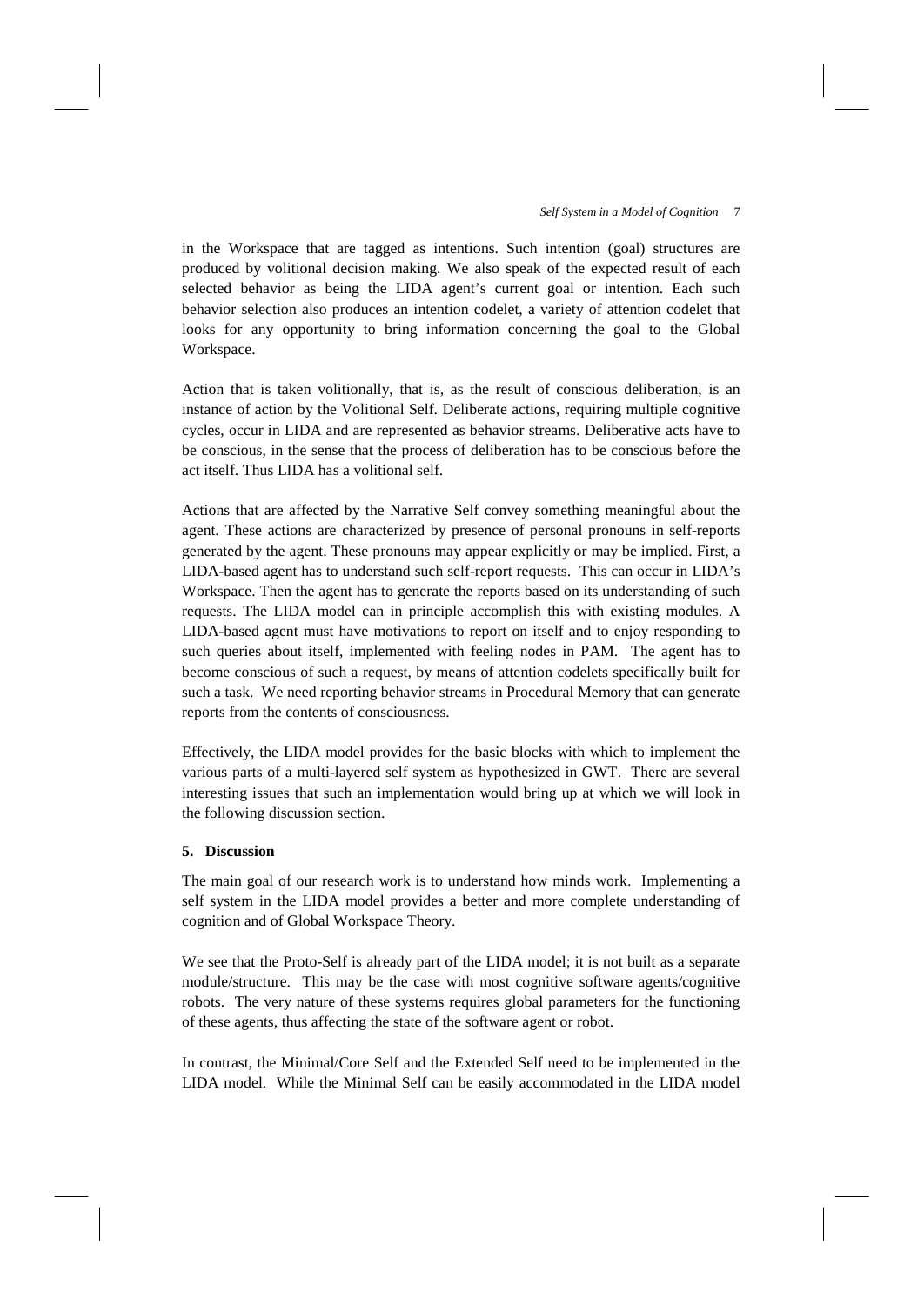in the Workspace that are tagged as intentions. Such intention (goal) structures are produced by volitional decision making. We also speak of the expected result of each selected behavior as being the LIDA agent's current goal or intention. Each such behavior selection also produces an intention codelet, a variety of attention codelet that looks for any opportunity to bring information concerning the goal to the Global Workspace.

Action that is taken volitionally, that is, as the result of conscious deliberation, is an instance of action by the Volitional Self. Deliberate actions, requiring multiple cognitive cycles, occur in LIDA and are represented as behavior streams. Deliberative acts have to be conscious, in the sense that the process of deliberation has to be conscious before the act itself. Thus LIDA has a volitional self.

Actions that are affected by the Narrative Self convey something meaningful about the agent. These actions are characterized by presence of personal pronouns in self-reports generated by the agent. These pronouns may appear explicitly or may be implied. First, a LIDA-based agent has to understand such self-report requests. This can occur in LIDA's Workspace. Then the agent has to generate the reports based on its understanding of such requests. The LIDA model can in principle accomplish this with existing modules. A LIDA-based agent must have motivations to report on itself and to enjoy responding to such queries about itself, implemented with feeling nodes in PAM. The agent has to become conscious of such a request, by means of attention codelets specifically built for such a task. We need reporting behavior streams in Procedural Memory that can generate reports from the contents of consciousness.

Effectively, the LIDA model provides for the basic blocks with which to implement the various parts of a multi-layered self system as hypothesized in GWT. There are several interesting issues that such an implementation would bring up at which we will look in the following discussion section.

## 5. Discussion

The main goal of our research work is to understand how minds work. Implementing a self system in the LIDA model provides a better and more complete understanding of cognition and of Global Workspace Theory.

We see that the Proto-Self is already part of the LIDA model; it is not built as a separate module/structure. This may be the case with most cognitive software agents/cognitive robots. The very nature of these systems requires global parameters for the functioning of these agents, thus affecting the state of the software agent or robot.

In contrast, the Minimal/Core Self and the Extended Self need to be implemented in the LIDA model. While the Minimal Self can be easily accommodated in the LIDA model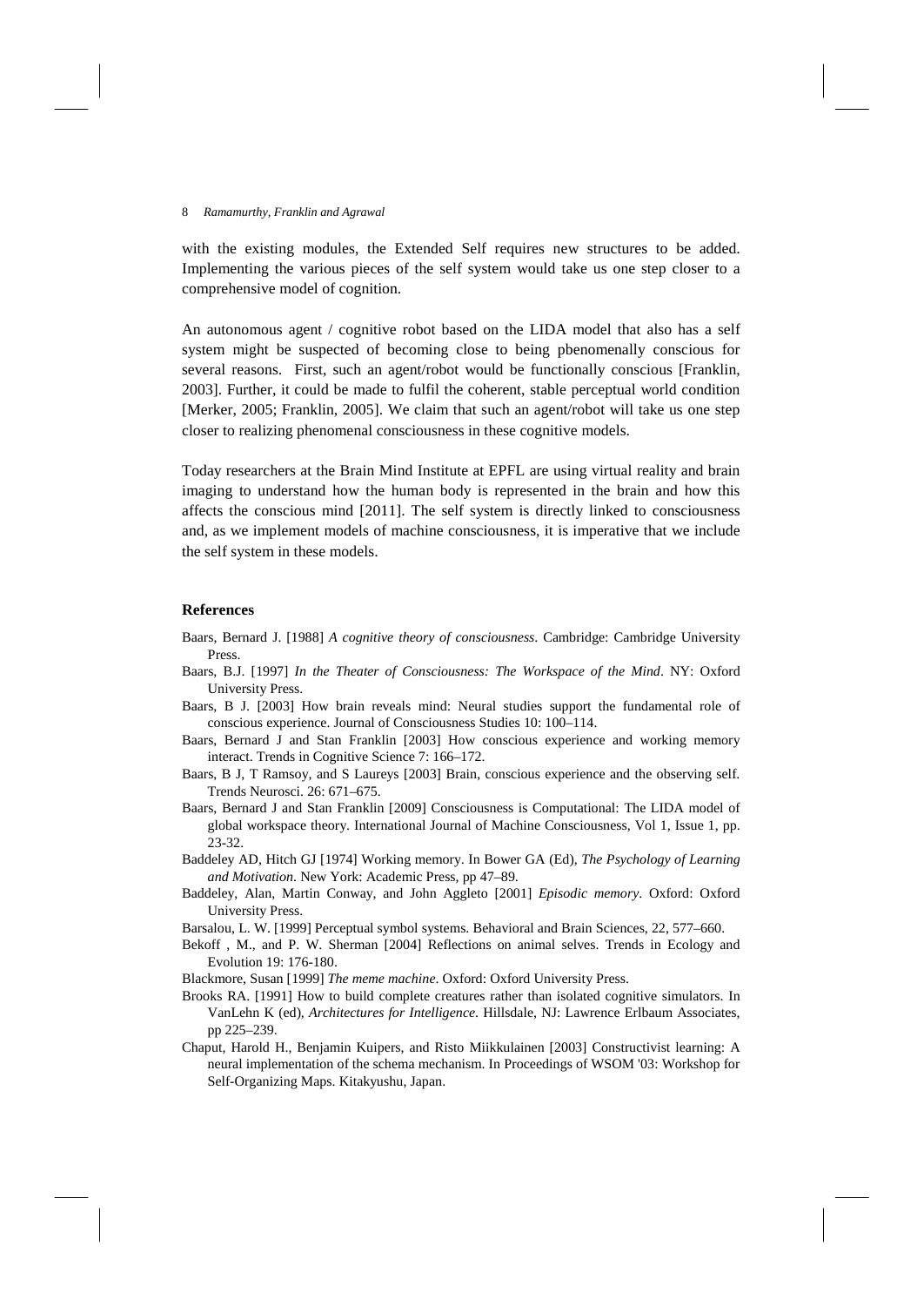with the existing modules, the Extended Self requires new structures to be added. Implementing the various pieces of the self system would take us one step closer to a comprehensive model of cognition.

An autonomous agent / cognitive robot based on the LIDA model that also has a self system might be suspected of becoming close to being pbenomenally conscious for several reasons. First, such an agent/robot would be functionally conscious [Franklin, 2003]. Further, it could be made to fulfil the coherent, stable perceptual world condition [Merker, 2005; Franklin, 2005]. We claim that such an agent/robot will take us one step closer to realizing phenomenal consciousness in these cognitive models.

Today researchers at the Brain Mind Institute at EPFL are using virtual reality and brain imaging to understand how the human body is represented in the brain and how this affects the conscious mind [2011]. The self system is directly linked to consciousness and, as we implement models of machine consciousness, it is imperative that we include the self system in these models.

## References

Baars, Bernard J. [1988] *A cognitive theory of consciousness*. Cambridge: Cambridge University Press.

Baars, B.J. [1997] *In the Theater of Consciousness: The Workspace of the Mind*. NY: Oxford University Press.

Baars, B J. [2003] How brain reveals mind: Neural studies support the fundamental role of conscious experience. Journal of Consciousness Studies 10: 100–114.

Baars, Bernard J and Stan Franklin [2003] How conscious experience and working memory interact. Trends in Cognitive Science 7: 166–172.

Baars, B J, T Ramsoy, and S Laureys [2003] Brain, conscious experience and the observing self. Trends Neurosci. 26: 671–675.

Baars, Bernard J and Stan Franklin [2009] Consciousness is Computational: The LIDA model of global workspace theory. International Journal of Machine Consciousness, Vol 1, Issue 1, pp. 23-32.

Baddeley AD, Hitch GJ [1974] Working memory. In Bower GA (Ed), *The Psychology of Learning and Motivation*. New York: Academic Press, pp 47–89.

Baddeley, Alan, Martin Conway, and John Aggleto [2001] *Episodic memory*. Oxford: Oxford University Press.

Barsalou, L. W. [1999] Perceptual symbol systems. Behavioral and Brain Sciences, 22, 577–660.

Bekoff , M., and P. W. Sherman [2004] Reflections on animal selves. Trends in Ecology and Evolution 19: 176-180.

Blackmore, Susan [1999] *The meme machine*. Oxford: Oxford University Press.

Brooks RA. [1991] How to build complete creatures rather than isolated cognitive simulators. In VanLehn K (ed), *Architectures for Intelligence*. Hillsdale, NJ: Lawrence Erlbaum Associates, pp 225–239.

Chaput, Harold H., Benjamin Kuipers, and Risto Miikkulainen [2003] Constructivist learning: A neural implementation of the schema mechanism. In Proceedings of WSOM '03: Workshop for Self-Organizing Maps. Kitakyushu, Japan.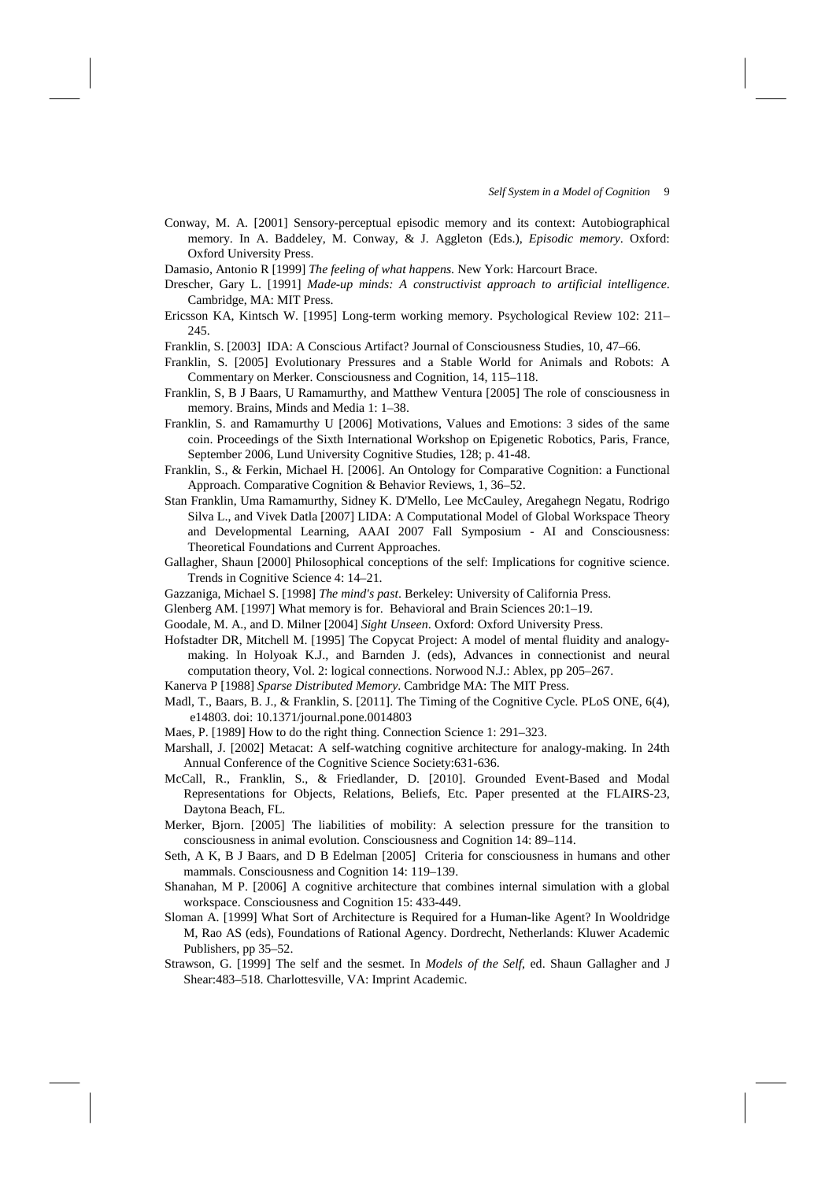Conway, M. A. [2001] Sensory-perceptual episodic memory and its context: Autobiographical memory. In A. Baddeley, M. Conway, & J. Aggleton (Eds.), *Episodic memory*. Oxford: Oxford University Press.

Damasio, Antonio R [1999] *The feeling of what happens*. New York: Harcourt Brace.

Drescher, Gary L. [1991] *Made-up minds: A constructivist approach to artificial intelligence*. Cambridge, MA: MIT Press.

Ericsson KA, Kintsch W. [1995] Long-term working memory. Psychological Review 102: 211–245.

Franklin, S. [2003] IDA: A Conscious Artifact? Journal of Consciousness Studies, 10, 47–66.

Franklin, S. [2005] Evolutionary Pressures and a Stable World for Animals and Robots: A Commentary on Merker. Consciousness and Cognition, 14, 115–118.

Franklin, S, B J Baars, U Ramamurthy, and Matthew Ventura [2005] The role of consciousness in memory. Brains, Minds and Media 1: 1–38.

Franklin, S. and Ramamurthy U [2006] Motivations, Values and Emotions: 3 sides of the same coin. Proceedings of the Sixth International Workshop on Epigenetic Robotics, Paris, France, September 2006, Lund University Cognitive Studies, 128; p. 41-48.

Franklin, S., & Ferkin, Michael H. [2006]. An Ontology for Comparative Cognition: a Functional Approach. Comparative Cognition & Behavior Reviews, 1, 36–52.

Stan Franklin, Uma Ramamurthy, Sidney K. D'Mello, Lee McCauley, Aregahegn Negatu, Rodrigo Silva L., and Vivek Datla [2007] LIDA: A Computational Model of Global Workspace Theory and Developmental Learning, AAAI 2007 Fall Symposium - AI and Consciousness: Theoretical Foundations and Current Approaches.

Gallagher, Shaun [2000] Philosophical conceptions of the self: Implications for cognitive science. Trends in Cognitive Science 4: 14–21.

Gazzaniga, Michael S. [1998] *The mind's past*. Berkeley: University of California Press.

Glenberg AM. [1997] What memory is for. Behavioral and Brain Sciences 20:1–19.

Goodale, M. A., and D. Milner [2004] *Sight Unseen*. Oxford: Oxford University Press.

Hofstadter DR, Mitchell M. [1995] The Copycat Project: A model of mental fluidity and analogy-making. In Holyoak K.J., and Barnden J. (eds), Advances in connectionist and neural computation theory, Vol. 2: logical connections. Norwood N.J.: Ablex, pp 205–267.

Kanerva P [1988] *Sparse Distributed Memory*. Cambridge MA: The MIT Press.

Madl, T., Baars, B. J., & Franklin, S. [2011]. The Timing of the Cognitive Cycle. PLoS ONE, 6(4), e14803. doi: 10.1371/journal.pone.0014803

Maes, P. [1989] How to do the right thing. Connection Science 1: 291–323.

Marshall, J. [2002] Metacat: A self-watching cognitive architecture for analogy-making. In 24th Annual Conference of the Cognitive Science Society:631-636.

McCall, R., Franklin, S., & Friedlander, D. [2010]. Grounded Event-Based and Modal Representations for Objects, Relations, Beliefs, Etc. Paper presented at the FLAIRS-23, Daytona Beach, FL.

Merker, Bjorn. [2005] The liabilities of mobility: A selection pressure for the transition to consciousness in animal evolution. Consciousness and Cognition 14: 89–114.

Seth, A K, B J Baars, and D B Edelman [2005] Criteria for consciousness in humans and other mammals. Consciousness and Cognition 14: 119–139.

Shanahan, M P. [2006] A cognitive architecture that combines internal simulation with a global workspace. Consciousness and Cognition 15: 433-449.

Sloman A. [1999] What Sort of Architecture is Required for a Human-like Agent? In Wooldridge M, Rao AS (eds), Foundations of Rational Agency. Dordrecht, Netherlands: Kluwer Academic Publishers, pp 35–52.

Strawson, G. [1999] The self and the sesmet. In *Models of the Self*, ed. Shaun Gallagher and J Shear:483–518. Charlottesville, VA: Imprint Academic.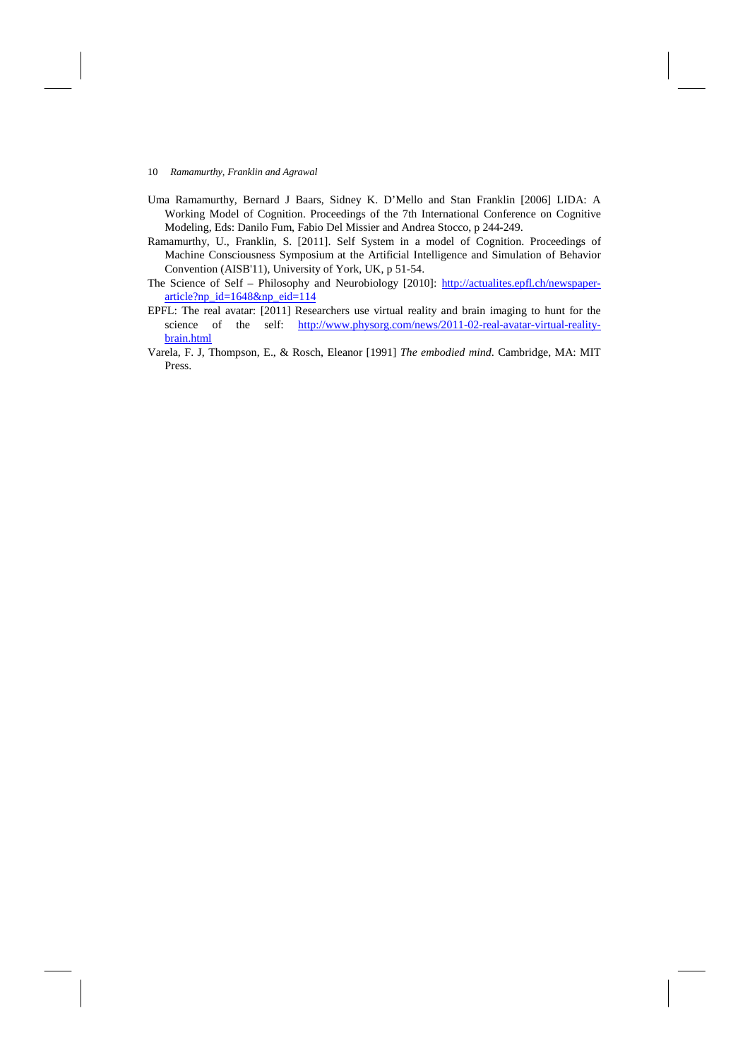Uma Ramamurthy, Bernard J Baars, Sidney K. D'Mello and Stan Franklin [2006] LIDA: A Working Model of Cognition. Proceedings of the 7th International Conference on Cognitive Modeling, Eds: Danilo Fum, Fabio Del Missier and Andrea Stocco, p 244-249.

Ramamurthy, U., Franklin, S. [2011]. Self System in a model of Cognition. Proceedings of Machine Consciousness Symposium at the Artificial Intelligence and Simulation of Behavior Convention (AISB'11), University of York, UK, p 51-54.

The Science of Self – Philosophy and Neurobiology [2010]: http://actualites.epfl.ch/newspaper-article?np_id=1648&np_eid=114

EPFL: The real avatar: [2011] Researchers use virtual reality and brain imaging to hunt for the science of the self: http://www.physorg.com/news/2011-02-real-avatar-virtual-reality-brain.html

Varela, F. J, Thompson, E., & Rosch, Eleanor [1991] *The embodied mind*. Cambridge, MA: MIT Press.